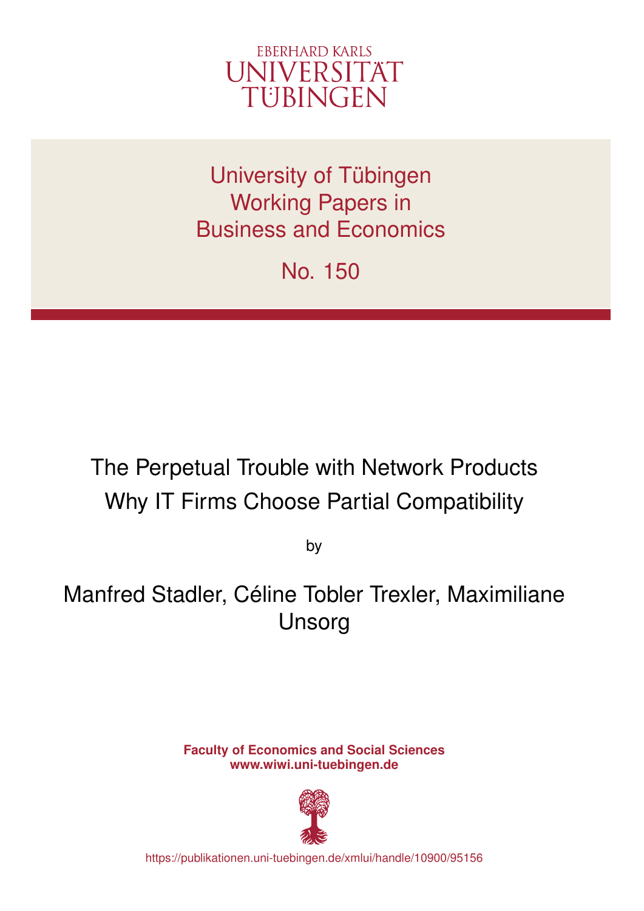EBERHARD KARLS
UNIVERSITÄT
TÜBINGEN

University of Tübingen
Working Papers in
Business and Economics

No. 150

# The Perpetual Trouble with Network Products
# Why IT Firms Choose Partial Compatibility

by

Manfred Stadler, Céline Tobler Trexler, Maximiliane Unsorg

**Faculty of Economics and Social Sciences**
**www.wiwi.uni-tuebingen.de**

https://publikationen.uni-tuebingen.de/xmlui/handle/10900/95156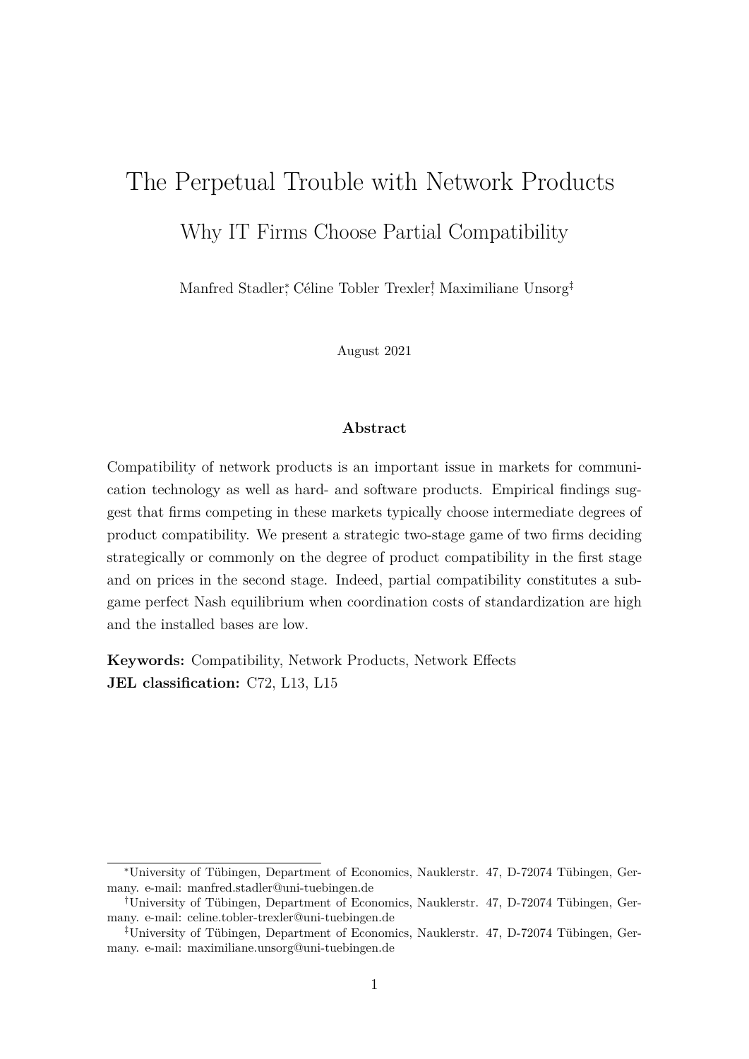# The Perpetual Trouble with Network Products

## Why IT Firms Choose Partial Compatibility

Manfred Stadler[*], Céline Tobler Trexler[†], Maximiliane Unsorg[‡]

August 2021

### Abstract

Compatibility of network products is an important issue in markets for communication technology as well as hard- and software products. Empirical findings suggest that firms competing in these markets typically choose intermediate degrees of product compatibility. We present a strategic two-stage game of two firms deciding strategically or commonly on the degree of product compatibility in the first stage and on prices in the second stage. Indeed, partial compatibility constitutes a subgame perfect Nash equilibrium when coordination costs of standardization are high and the installed bases are low.

**Keywords:** Compatibility, Network Products, Network Effects
**JEL classification:** C72, L13, L15

---

[*] University of Tübingen, Department of Economics, Nauklerstr. 47, D-72074 Tübingen, Germany. e-mail: manfred.stadler@uni-tuebingen.de

[†] University of Tübingen, Department of Economics, Nauklerstr. 47, D-72074 Tübingen, Germany. e-mail: celine.tobler-trexler@uni-tuebingen.de

[‡] University of Tübingen, Department of Economics, Nauklerstr. 47, D-72074 Tübingen, Germany. e-mail: maximiliane.unsorg@uni-tuebingen.de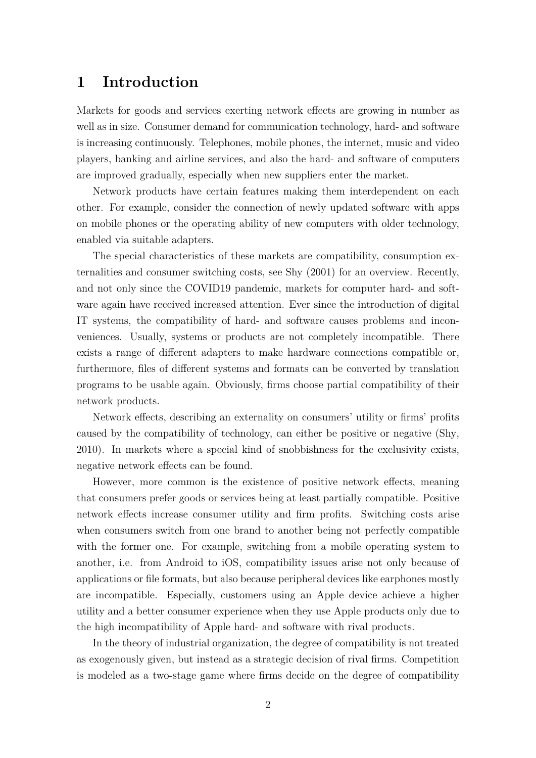# 1 Introduction

Markets for goods and services exerting network effects are growing in number as well as in size. Consumer demand for communication technology, hard- and software is increasing continuously. Telephones, mobile phones, the internet, music and video players, banking and airline services, and also the hard- and software of computers are improved gradually, especially when new suppliers enter the market.

Network products have certain features making them interdependent on each other. For example, consider the connection of newly updated software with apps on mobile phones or the operating ability of new computers with older technology, enabled via suitable adapters.

The special characteristics of these markets are compatibility, consumption externalities and consumer switching costs, see Shy (2001) for an overview. Recently, and not only since the COVID19 pandemic, markets for computer hard- and software again have received increased attention. Ever since the introduction of digital IT systems, the compatibility of hard- and software causes problems and inconveniences. Usually, systems or products are not completely incompatible. There exists a range of different adapters to make hardware connections compatible or, furthermore, files of different systems and formats can be converted by translation programs to be usable again. Obviously, firms choose partial compatibility of their network products.

Network effects, describing an externality on consumers' utility or firms' profits caused by the compatibility of technology, can either be positive or negative (Shy, 2010). In markets where a special kind of snobbishness for the exclusivity exists, negative network effects can be found.

However, more common is the existence of positive network effects, meaning that consumers prefer goods or services being at least partially compatible. Positive network effects increase consumer utility and firm profits. Switching costs arise when consumers switch from one brand to another being not perfectly compatible with the former one. For example, switching from a mobile operating system to another, i.e. from Android to iOS, compatibility issues arise not only because of applications or file formats, but also because peripheral devices like earphones mostly are incompatible. Especially, customers using an Apple device achieve a higher utility and a better consumer experience when they use Apple products only due to the high incompatibility of Apple hard- and software with rival products.

In the theory of industrial organization, the degree of compatibility is not treated as exogenously given, but instead as a strategic decision of rival firms. Competition is modeled as a two-stage game where firms decide on the degree of compatibility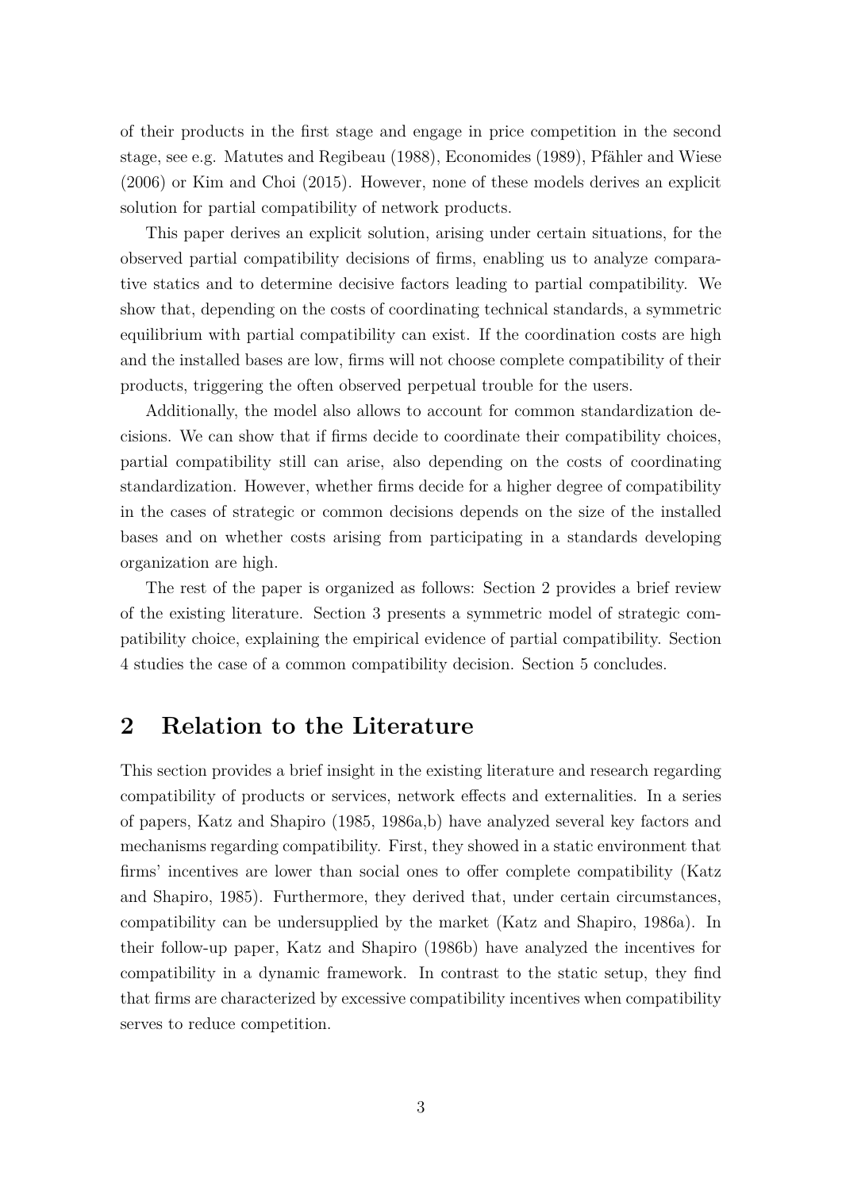of their products in the first stage and engage in price competition in the second stage, see e.g. Matutes and Regibeau (1988), Economides (1989), Pfähler and Wiese (2006) or Kim and Choi (2015). However, none of these models derives an explicit solution for partial compatibility of network products.

This paper derives an explicit solution, arising under certain situations, for the observed partial compatibility decisions of firms, enabling us to analyze comparative statics and to determine decisive factors leading to partial compatibility. We show that, depending on the costs of coordinating technical standards, a symmetric equilibrium with partial compatibility can exist. If the coordination costs are high and the installed bases are low, firms will not choose complete compatibility of their products, triggering the often observed perpetual trouble for the users.

Additionally, the model also allows to account for common standardization decisions. We can show that if firms decide to coordinate their compatibility choices, partial compatibility still can arise, also depending on the costs of coordinating standardization. However, whether firms decide for a higher degree of compatibility in the cases of strategic or common decisions depends on the size of the installed bases and on whether costs arising from participating in a standards developing organization are high.

The rest of the paper is organized as follows: Section 2 provides a brief review of the existing literature. Section 3 presents a symmetric model of strategic compatibility choice, explaining the empirical evidence of partial compatibility. Section 4 studies the case of a common compatibility decision. Section 5 concludes.

## 2 Relation to the Literature

This section provides a brief insight in the existing literature and research regarding compatibility of products or services, network effects and externalities. In a series of papers, Katz and Shapiro (1985, 1986a,b) have analyzed several key factors and mechanisms regarding compatibility. First, they showed in a static environment that firms' incentives are lower than social ones to offer complete compatibility (Katz and Shapiro, 1985). Furthermore, they derived that, under certain circumstances, compatibility can be undersupplied by the market (Katz and Shapiro, 1986a). In their follow-up paper, Katz and Shapiro (1986b) have analyzed the incentives for compatibility in a dynamic framework. In contrast to the static setup, they find that firms are characterized by excessive compatibility incentives when compatibility serves to reduce competition.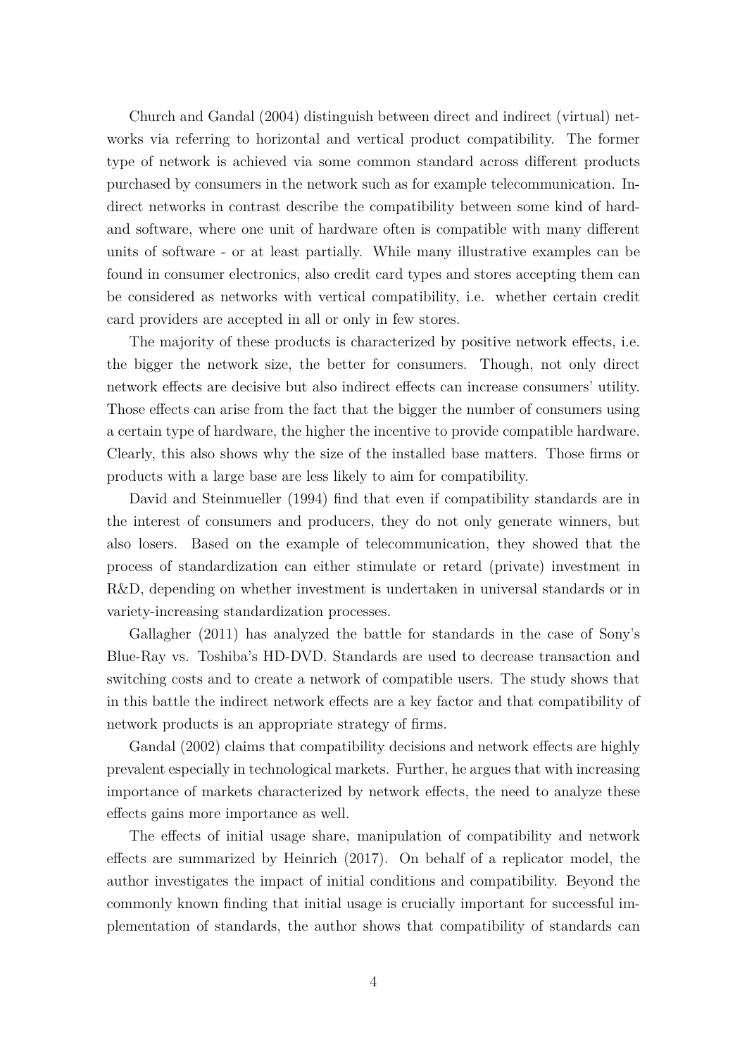Church and Gandal (2004) distinguish between direct and indirect (virtual) networks via referring to horizontal and vertical product compatibility. The former type of network is achieved via some common standard across different products purchased by consumers in the network such as for example telecommunication. Indirect networks in contrast describe the compatibility between some kind of hard- and software, where one unit of hardware often is compatible with many different units of software - or at least partially. While many illustrative examples can be found in consumer electronics, also credit card types and stores accepting them can be considered as networks with vertical compatibility, i.e. whether certain credit card providers are accepted in all or only in few stores.

The majority of these products is characterized by positive network effects, i.e. the bigger the network size, the better for consumers. Though, not only direct network effects are decisive but also indirect effects can increase consumers' utility. Those effects can arise from the fact that the bigger the number of consumers using a certain type of hardware, the higher the incentive to provide compatible hardware. Clearly, this also shows why the size of the installed base matters. Those firms or products with a large base are less likely to aim for compatibility.

David and Steinmueller (1994) find that even if compatibility standards are in the interest of consumers and producers, they do not only generate winners, but also losers. Based on the example of telecommunication, they showed that the process of standardization can either stimulate or retard (private) investment in R&D, depending on whether investment is undertaken in universal standards or in variety-increasing standardization processes.

Gallagher (2011) has analyzed the battle for standards in the case of Sony's Blue-Ray vs. Toshiba's HD-DVD. Standards are used to decrease transaction and switching costs and to create a network of compatible users. The study shows that in this battle the indirect network effects are a key factor and that compatibility of network products is an appropriate strategy of firms.

Gandal (2002) claims that compatibility decisions and network effects are highly prevalent especially in technological markets. Further, he argues that with increasing importance of markets characterized by network effects, the need to analyze these effects gains more importance as well.

The effects of initial usage share, manipulation of compatibility and network effects are summarized by Heinrich (2017). On behalf of a replicator model, the author investigates the impact of initial conditions and compatibility. Beyond the commonly known finding that initial usage is crucially important for successful implementation of standards, the author shows that compatibility of standards can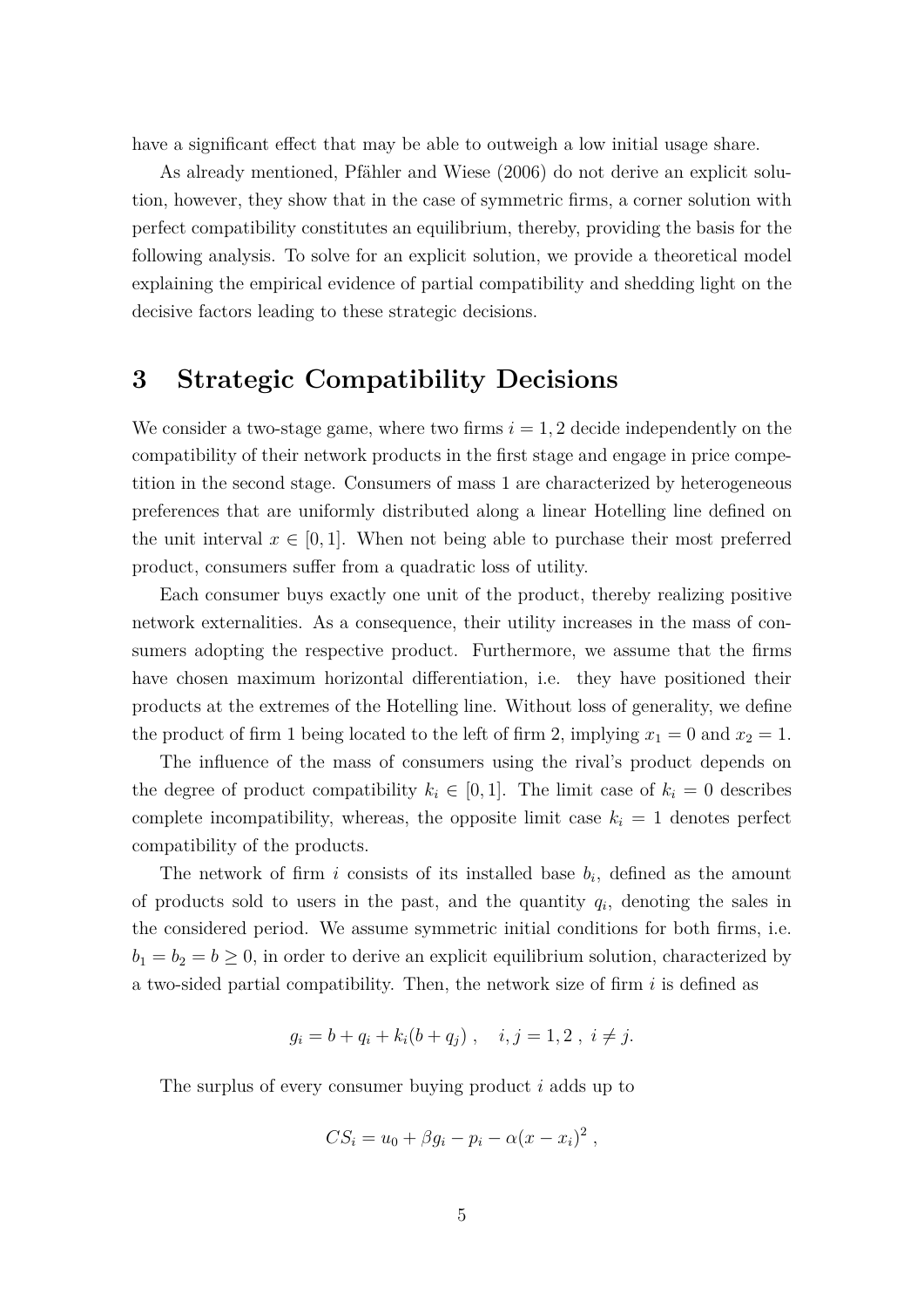have a significant effect that may be able to outweigh a low initial usage share.

As already mentioned, Pfähler and Wiese (2006) do not derive an explicit solution, however, they show that in the case of symmetric firms, a corner solution with perfect compatibility constitutes an equilibrium, thereby, providing the basis for the following analysis. To solve for an explicit solution, we provide a theoretical model explaining the empirical evidence of partial compatibility and shedding light on the decisive factors leading to these strategic decisions.

# 3 Strategic Compatibility Decisions

We consider a two-stage game, where two firms $i = 1, 2$ decide independently on the compatibility of their network products in the first stage and engage in price competition in the second stage. Consumers of mass 1 are characterized by heterogeneous preferences that are uniformly distributed along a linear Hotelling line defined on the unit interval $x \in [0, 1]$. When not being able to purchase their most preferred product, consumers suffer from a quadratic loss of utility.

Each consumer buys exactly one unit of the product, thereby realizing positive network externalities. As a consequence, their utility increases in the mass of consumers adopting the respective product. Furthermore, we assume that the firms have chosen maximum horizontal differentiation, i.e. they have positioned their products at the extremes of the Hotelling line. Without loss of generality, we define the product of firm 1 being located to the left of firm 2, implying $x_1 = 0$ and $x_2 = 1$.

The influence of the mass of consumers using the rival's product depends on the degree of product compatibility $k_i \in [0, 1]$. The limit case of $k_i = 0$ describes complete incompatibility, whereas, the opposite limit case $k_i = 1$ denotes perfect compatibility of the products.

The network of firm $i$ consists of its installed base $b_i$, defined as the amount of products sold to users in the past, and the quantity $q_i$, denoting the sales in the considered period. We assume symmetric initial conditions for both firms, i.e. $b_1 = b_2 = b \geq 0$, in order to derive an explicit equilibrium solution, characterized by a two-sided partial compatibility. Then, the network size of firm $i$ is defined as

$$g_i = b + q_i + k_i(b + q_j) \ , \quad i, j = 1, 2 \ , \ i \neq j.$$

The surplus of every consumer buying product $i$ adds up to

$$CS_i = u_0 + \beta g_i - p_i - \alpha(x - x_i)^2 \ ,$$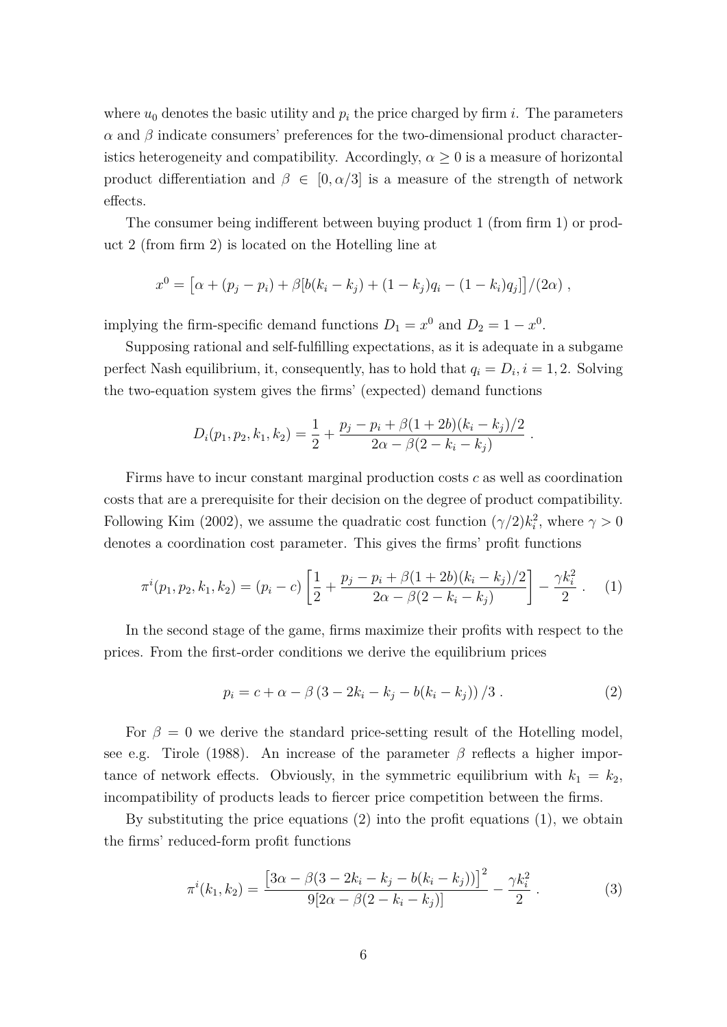where $u_0$ denotes the basic utility and $p_i$ the price charged by firm $i$. The parameters $\alpha$ and $\beta$ indicate consumers' preferences for the two-dimensional product characteristics heterogeneity and compatibility. Accordingly, $\alpha \geq 0$ is a measure of horizontal product differentiation and $\beta \in [0, \alpha/3]$ is a measure of the strength of network effects.

The consumer being indifferent between buying product 1 (from firm 1) or product 2 (from firm 2) is located on the Hotelling line at

$$x^0 = \left[\alpha + (p_j - p_i) + \beta[b(k_i - k_j) + (1 - k_j)q_i - (1 - k_i)q_j]\right]/(2\alpha) \ ,$$

implying the firm-specific demand functions $D_1 = x^0$ and $D_2 = 1 - x^0$.

Supposing rational and self-fulfilling expectations, as it is adequate in a subgame perfect Nash equilibrium, it, consequently, has to hold that $q_i = D_i, i = 1, 2$. Solving the two-equation system gives the firms' (expected) demand functions

$$D_i(p_1, p_2, k_1, k_2) = \frac{1}{2} + \frac{p_j - p_i + \beta(1 + 2b)(k_i - k_j)/2}{2\alpha - \beta(2 - k_i - k_j)} \ .$$

Firms have to incur constant marginal production costs $c$ as well as coordination costs that are a prerequisite for their decision on the degree of product compatibility. Following Kim (2002), we assume the quadratic cost function $(\gamma/2)k_i^2$, where $\gamma > 0$ denotes a coordination cost parameter. This gives the firms' profit functions

$$\pi^i(p_1, p_2, k_1, k_2) = (p_i - c)\left[\frac{1}{2} + \frac{p_j - p_i + \beta(1 + 2b)(k_i - k_j)/2}{2\alpha - \beta(2 - k_i - k_j)}\right] - \frac{\gamma k_i^2}{2} \ . \quad (1)$$

In the second stage of the game, firms maximize their profits with respect to the prices. From the first-order conditions we derive the equilibrium prices

$$p_i = c + \alpha - \beta\left(3 - 2k_i - k_j - b(k_i - k_j)\right)/3 \ . \quad (2)$$

For $\beta = 0$ we derive the standard price-setting result of the Hotelling model, see e.g. Tirole (1988). An increase of the parameter $\beta$ reflects a higher importance of network effects. Obviously, in the symmetric equilibrium with $k_1 = k_2$, incompatibility of products leads to fiercer price competition between the firms.

By substituting the price equations (2) into the profit equations (1), we obtain the firms' reduced-form profit functions

$$\pi^i(k_1, k_2) = \frac{\left[3\alpha - \beta(3 - 2k_i - k_j - b(k_i - k_j))\right]^2}{9[2\alpha - \beta(2 - k_i - k_j)]} - \frac{\gamma k_i^2}{2} \ . \quad (3)$$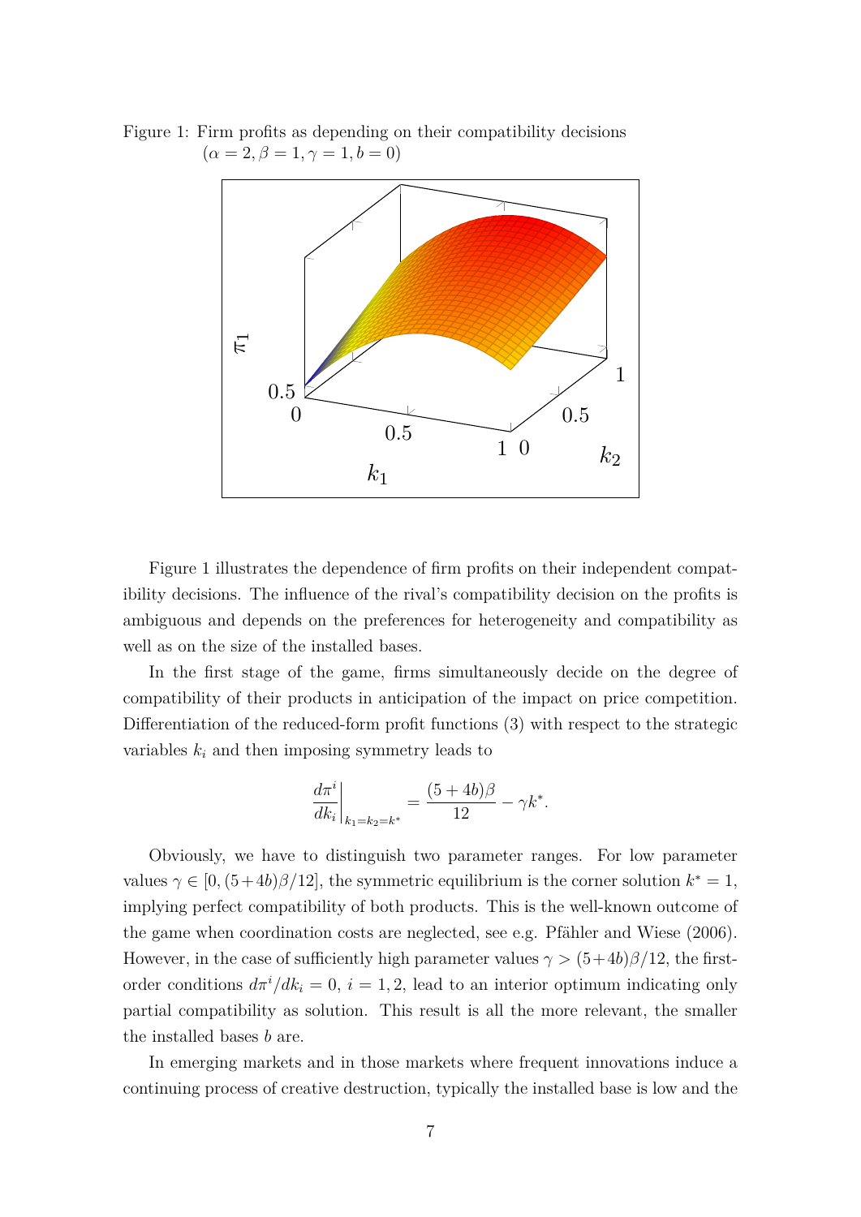Figure 1: Firm profits as depending on their compatibility decisions ($\alpha = 2, \beta = 1, \gamma = 1, b = 0$)

Figure 1 illustrates the dependence of firm profits on their independent compatibility decisions. The influence of the rival's compatibility decision on the profits is ambiguous and depends on the preferences for heterogeneity and compatibility as well as on the size of the installed bases.

In the first stage of the game, firms simultaneously decide on the degree of compatibility of their products in anticipation of the impact on price competition. Differentiation of the reduced-form profit functions (3) with respect to the strategic variables $k_i$ and then imposing symmetry leads to

$$\left.\frac{d\pi^i}{dk_i}\right|_{k_1=k_2=k^*} = \frac{(5+4b)\beta}{12} - \gamma k^*.$$

Obviously, we have to distinguish two parameter ranges. For low parameter values $\gamma \in [0, (5+4b)\beta/12]$, the symmetric equilibrium is the corner solution $k^* = 1$, implying perfect compatibility of both products. This is the well-known outcome of the game when coordination costs are neglected, see e.g. Pfähler and Wiese (2006). However, in the case of sufficiently high parameter values $\gamma > (5+4b)\beta/12$, the first-order conditions $d\pi^i/dk_i = 0$, $i = 1, 2$, lead to an interior optimum indicating only partial compatibility as solution. This result is all the more relevant, the smaller the installed bases $b$ are.

In emerging markets and in those markets where frequent innovations induce a continuing process of creative destruction, typically the installed base is low and the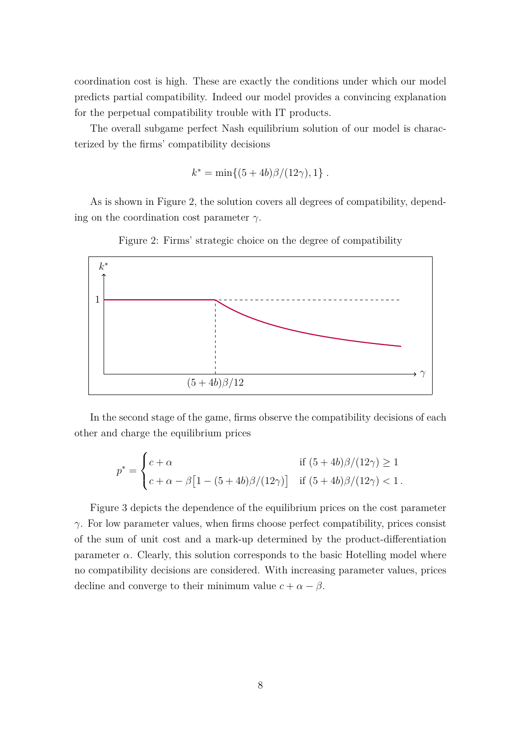coordination cost is high. These are exactly the conditions under which our model predicts partial compatibility. Indeed our model provides a convincing explanation for the perpetual compatibility trouble with IT products.

The overall subgame perfect Nash equilibrium solution of our model is characterized by the firms' compatibility decisions

$$k^* = \min\{(5+4b)\beta/(12\gamma), 1\} \, .$$

As is shown in Figure 2, the solution covers all degrees of compatibility, depending on the coordination cost parameter $\gamma$.

Figure 2: Firms' strategic choice on the degree of compatibility

In the second stage of the game, firms observe the compatibility decisions of each other and charge the equilibrium prices

$$p^* = \begin{cases} c+\alpha & \text{if } (5+4b)\beta/(12\gamma) \geq 1 \\ c+\alpha-\beta\big[1-(5+4b)\beta/(12\gamma)\big] & \text{if } (5+4b)\beta/(12\gamma) < 1 \, . \end{cases}$$

Figure 3 depicts the dependence of the equilibrium prices on the cost parameter $\gamma$. For low parameter values, when firms choose perfect compatibility, prices consist of the sum of unit cost and a mark-up determined by the product-differentiation parameter $\alpha$. Clearly, this solution corresponds to the basic Hotelling model where no compatibility decisions are considered. With increasing parameter values, prices decline and converge to their minimum value $c+\alpha-\beta$.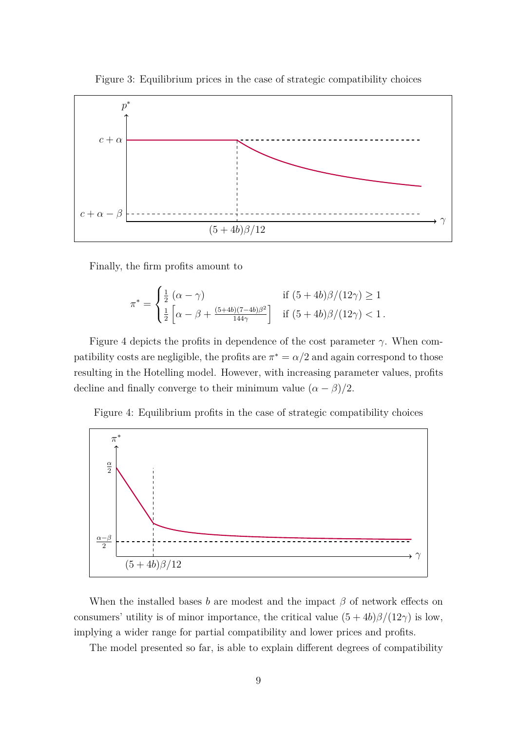Figure 3: Equilibrium prices in the case of strategic compatibility choices

Finally, the firm profits amount to

$$\pi^* = \begin{cases} \frac{1}{2}\,(\alpha - \gamma) & \text{if } (5+4b)\beta/(12\gamma) \geq 1 \\ \frac{1}{2}\left[\alpha - \beta + \frac{(5+4b)(7-4b)\beta^2}{144\gamma}\right] & \text{if } (5+4b)\beta/(12\gamma) < 1\,. \end{cases}$$

Figure 4 depicts the profits in dependence of the cost parameter $\gamma$. When compatibility costs are negligible, the profits are $\pi^* = \alpha/2$ and again correspond to those resulting in the Hotelling model. However, with increasing parameter values, profits decline and finally converge to their minimum value $(\alpha - \beta)/2$.

Figure 4: Equilibrium profits in the case of strategic compatibility choices

When the installed bases $b$ are modest and the impact $\beta$ of network effects on consumers' utility is of minor importance, the critical value $(5+4b)\beta/(12\gamma)$ is low, implying a wider range for partial compatibility and lower prices and profits.

The model presented so far, is able to explain different degrees of compatibility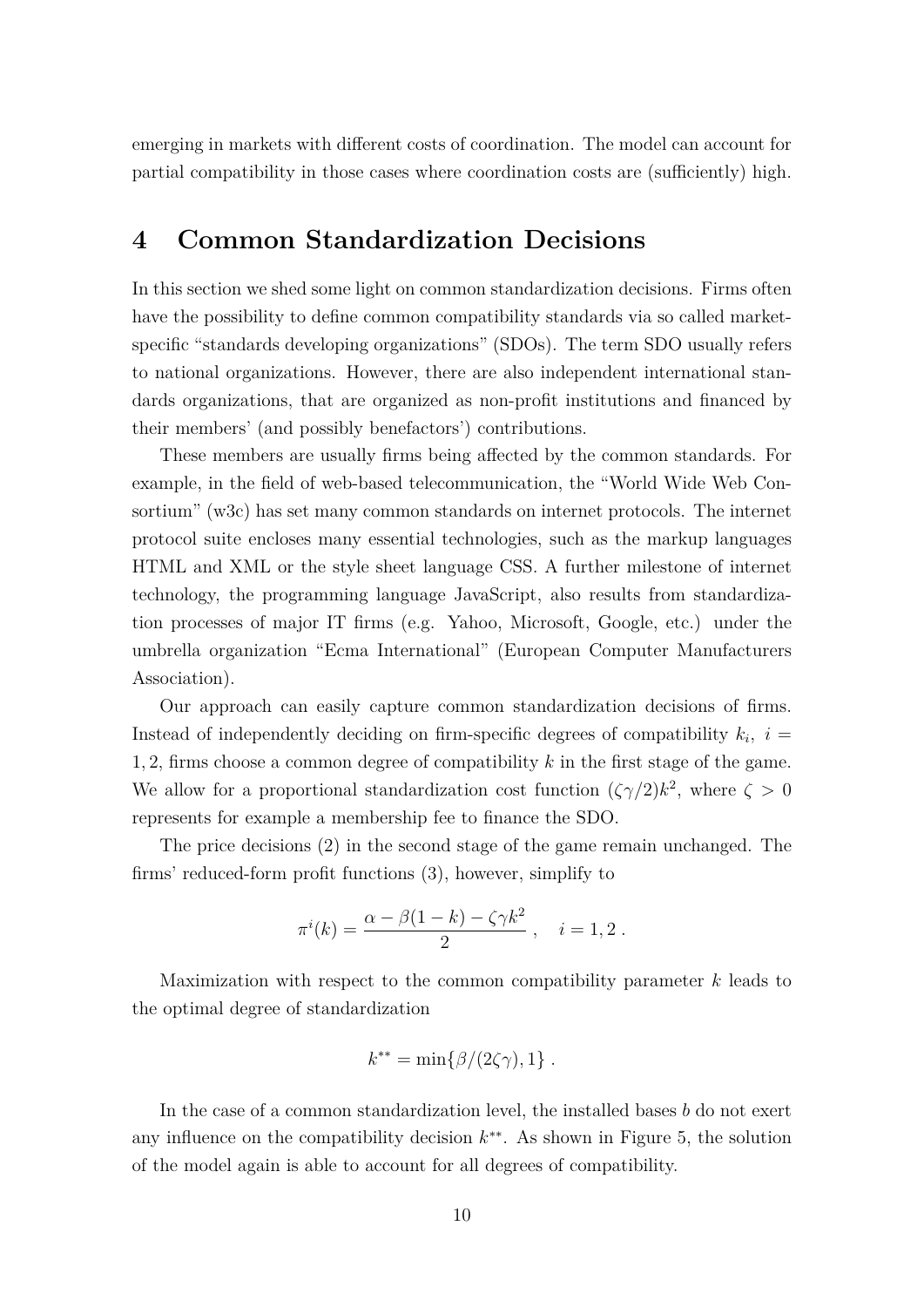emerging in markets with different costs of coordination. The model can account for partial compatibility in those cases where coordination costs are (sufficiently) high.

# 4 Common Standardization Decisions

In this section we shed some light on common standardization decisions. Firms often have the possibility to define common compatibility standards via so called market-specific "standards developing organizations" (SDOs). The term SDO usually refers to national organizations. However, there are also independent international standards organizations, that are organized as non-profit institutions and financed by their members' (and possibly benefactors') contributions.

These members are usually firms being affected by the common standards. For example, in the field of web-based telecommunication, the "World Wide Web Consortium" (w3c) has set many common standards on internet protocols. The internet protocol suite encloses many essential technologies, such as the markup languages HTML and XML or the style sheet language CSS. A further milestone of internet technology, the programming language JavaScript, also results from standardization processes of major IT firms (e.g. Yahoo, Microsoft, Google, etc.) under the umbrella organization "Ecma International" (European Computer Manufacturers Association).

Our approach can easily capture common standardization decisions of firms. Instead of independently deciding on firm-specific degrees of compatibility $k_i$, $i = 1, 2$, firms choose a common degree of compatibility $k$ in the first stage of the game. We allow for a proportional standardization cost function $(\zeta\gamma/2)k^2$, where $\zeta > 0$ represents for example a membership fee to finance the SDO.

The price decisions (2) in the second stage of the game remain unchanged. The firms' reduced-form profit functions (3), however, simplify to

$$\pi^i(k) = \frac{\alpha - \beta(1-k) - \zeta\gamma k^2}{2} , \quad i = 1, 2 .$$

Maximization with respect to the common compatibility parameter $k$ leads to the optimal degree of standardization

$$k^{**} = \min\{\beta/(2\zeta\gamma), 1\} .$$

In the case of a common standardization level, the installed bases $b$ do not exert any influence on the compatibility decision $k^{**}$. As shown in Figure 5, the solution of the model again is able to account for all degrees of compatibility.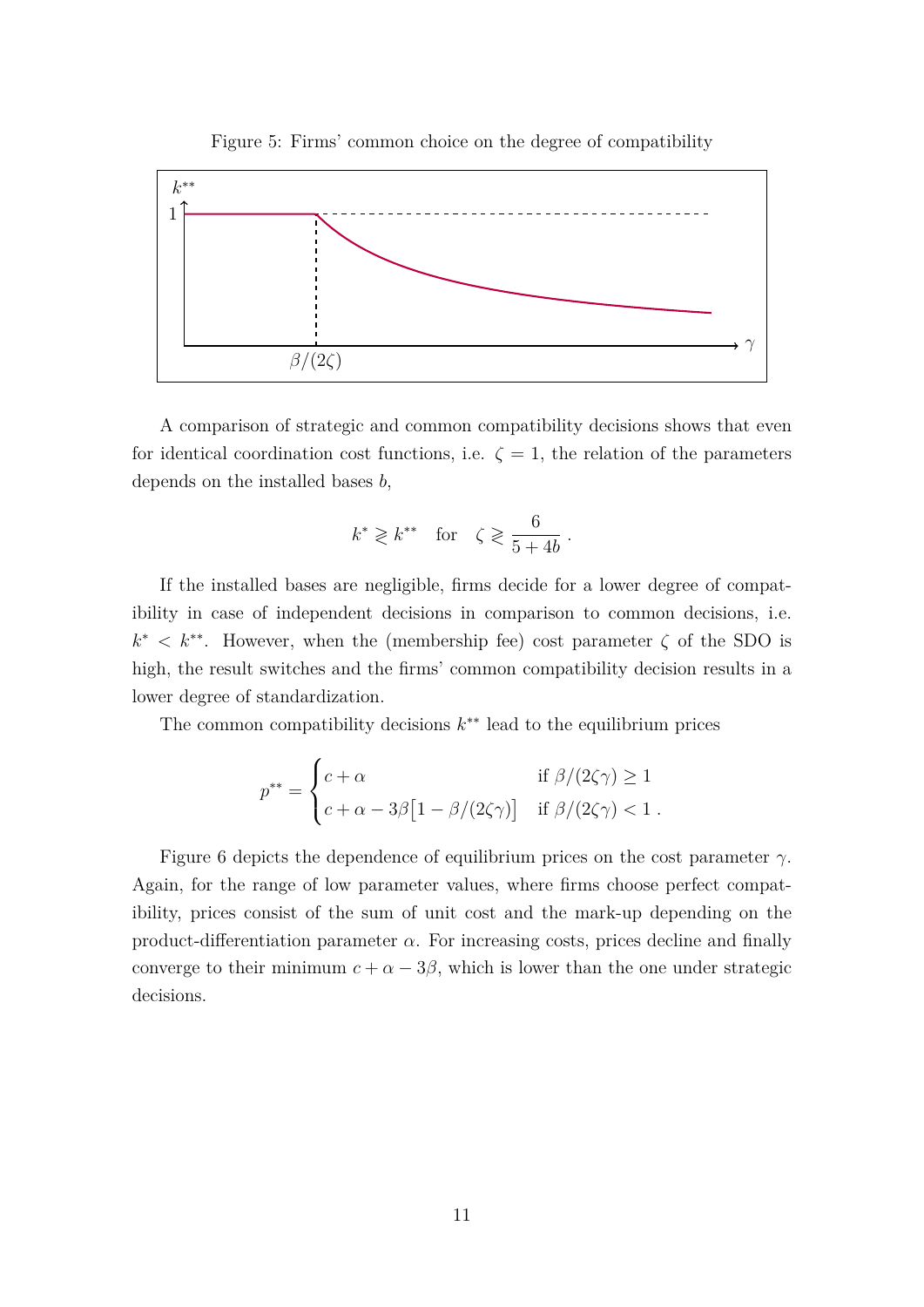Figure 5: Firms' common choice on the degree of compatibility

A comparison of strategic and common compatibility decisions shows that even for identical coordination cost functions, i.e. $\zeta = 1$, the relation of the parameters depends on the installed bases $b$,

$$k^* \gtrless k^{**} \quad \text{for} \quad \zeta \gtrless \frac{6}{5+4b} \; .$$

If the installed bases are negligible, firms decide for a lower degree of compatibility in case of independent decisions in comparison to common decisions, i.e. $k^* < k^{**}$. However, when the (membership fee) cost parameter $\zeta$ of the SDO is high, the result switches and the firms' common compatibility decision results in a lower degree of standardization.

The common compatibility decisions $k^{**}$ lead to the equilibrium prices

$$p^{**} = \begin{cases} c + \alpha & \text{if } \beta/(2\zeta\gamma) \geq 1 \\ c + \alpha - 3\beta\big[1 - \beta/(2\zeta\gamma)\big] & \text{if } \beta/(2\zeta\gamma) < 1 \; . \end{cases}$$

Figure 6 depicts the dependence of equilibrium prices on the cost parameter $\gamma$. Again, for the range of low parameter values, where firms choose perfect compatibility, prices consist of the sum of unit cost and the mark-up depending on the product-differentiation parameter $\alpha$. For increasing costs, prices decline and finally converge to their minimum $c + \alpha - 3\beta$, which is lower than the one under strategic decisions.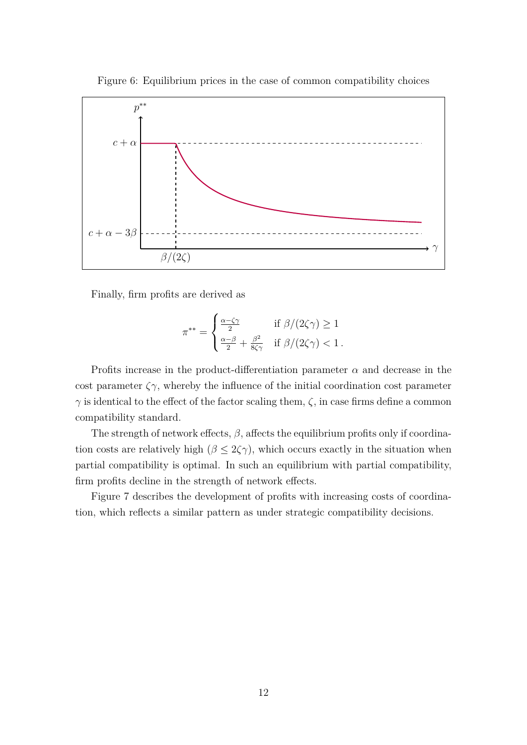Figure 6: Equilibrium prices in the case of common compatibility choices

Finally, firm profits are derived as

$$\pi^{**} = \begin{cases} \frac{\alpha - \zeta\gamma}{2} & \text{if } \beta/(2\zeta\gamma) \geq 1 \\ \frac{\alpha-\beta}{2} + \frac{\beta^2}{8\zeta\gamma} & \text{if } \beta/(2\zeta\gamma) < 1\,. \end{cases}$$

Profits increase in the product-differentiation parameter $\alpha$ and decrease in the cost parameter $\zeta\gamma$, whereby the influence of the initial coordination cost parameter $\gamma$ is identical to the effect of the factor scaling them, $\zeta$, in case firms define a common compatibility standard.

The strength of network effects, $\beta$, affects the equilibrium profits only if coordination costs are relatively high ($\beta \leq 2\zeta\gamma$), which occurs exactly in the situation when partial compatibility is optimal. In such an equilibrium with partial compatibility, firm profits decline in the strength of network effects.

Figure 7 describes the development of profits with increasing costs of coordination, which reflects a similar pattern as under strategic compatibility decisions.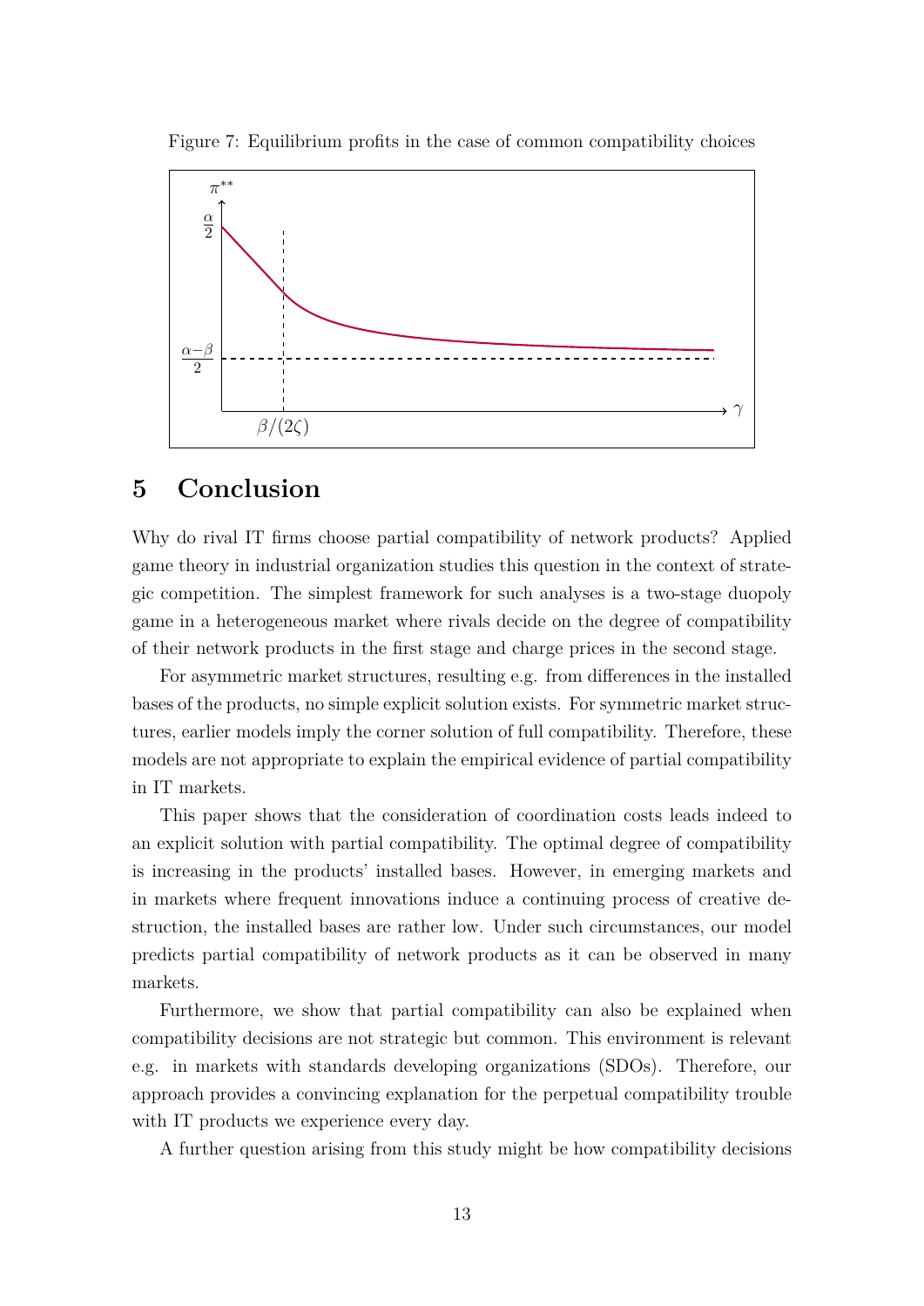Figure 7: Equilibrium profits in the case of common compatibility choices

## 5 Conclusion

Why do rival IT firms choose partial compatibility of network products? Applied game theory in industrial organization studies this question in the context of strategic competition. The simplest framework for such analyses is a two-stage duopoly game in a heterogeneous market where rivals decide on the degree of compatibility of their network products in the first stage and charge prices in the second stage.

For asymmetric market structures, resulting e.g. from differences in the installed bases of the products, no simple explicit solution exists. For symmetric market structures, earlier models imply the corner solution of full compatibility. Therefore, these models are not appropriate to explain the empirical evidence of partial compatibility in IT markets.

This paper shows that the consideration of coordination costs leads indeed to an explicit solution with partial compatibility. The optimal degree of compatibility is increasing in the products' installed bases. However, in emerging markets and in markets where frequent innovations induce a continuing process of creative destruction, the installed bases are rather low. Under such circumstances, our model predicts partial compatibility of network products as it can be observed in many markets.

Furthermore, we show that partial compatibility can also be explained when compatibility decisions are not strategic but common. This environment is relevant e.g. in markets with standards developing organizations (SDOs). Therefore, our approach provides a convincing explanation for the perpetual compatibility trouble with IT products we experience every day.

A further question arising from this study might be how compatibility decisions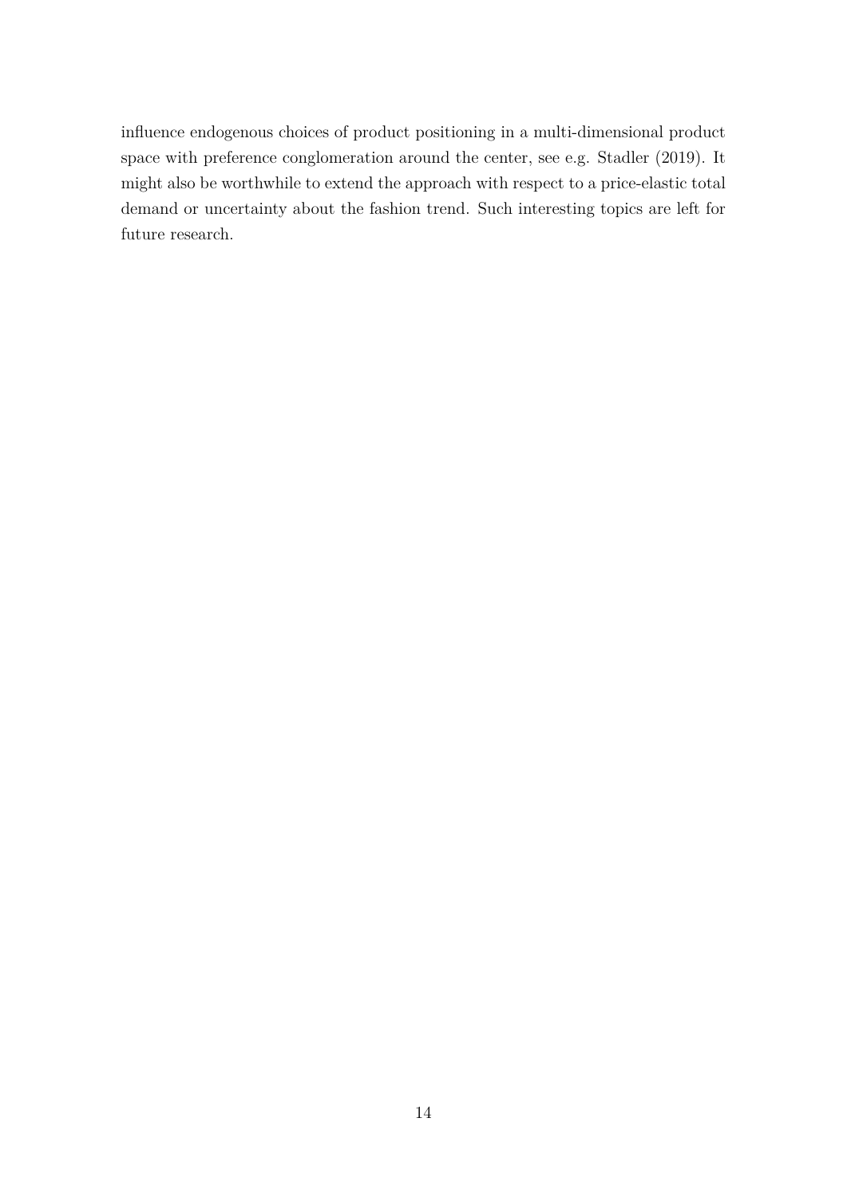influence endogenous choices of product positioning in a multi-dimensional product space with preference conglomeration around the center, see e.g. Stadler (2019). It might also be worthwhile to extend the approach with respect to a price-elastic total demand or uncertainty about the fashion trend. Such interesting topics are left for future research.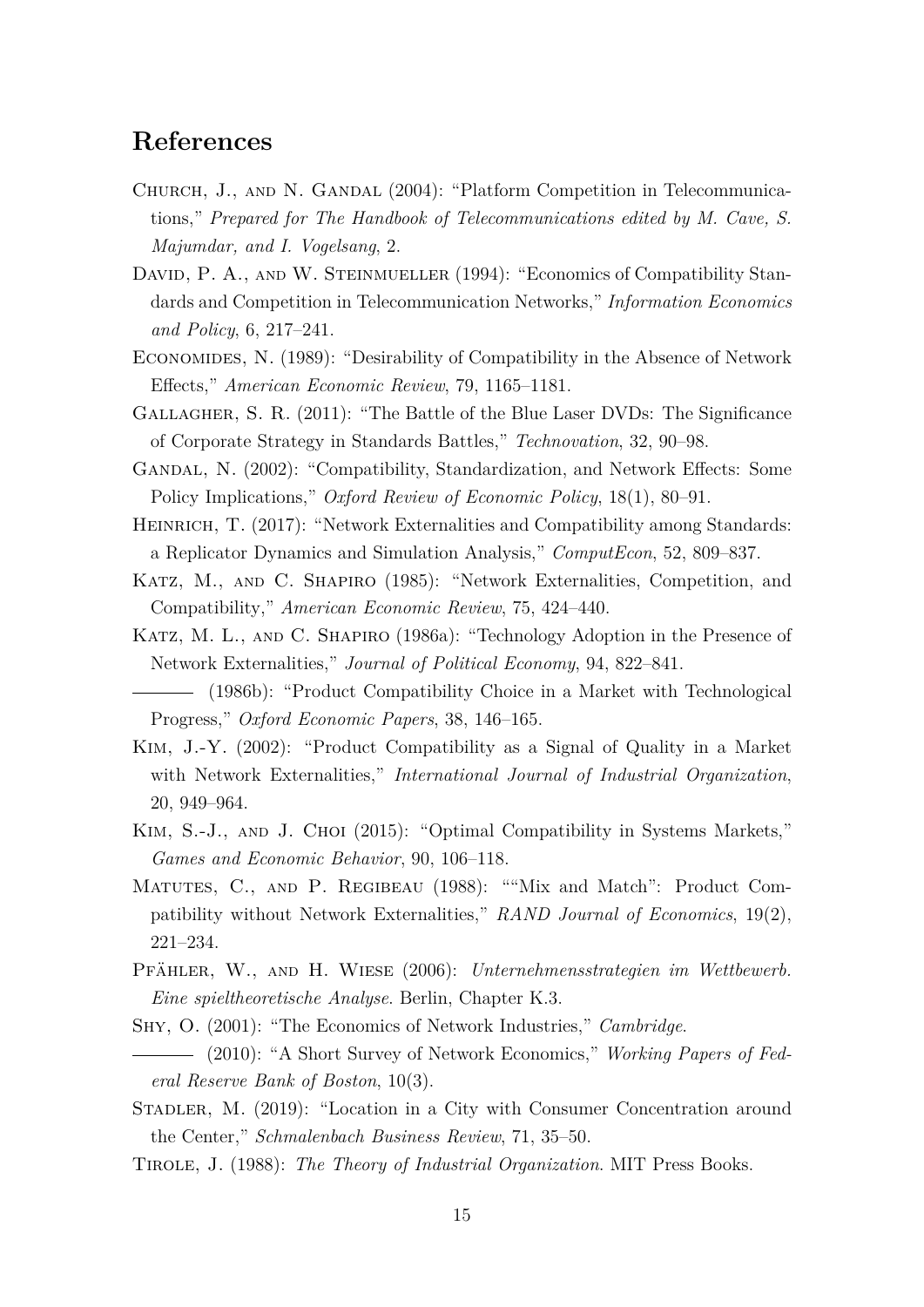# References

Church, J., and N. Gandal (2004): "Platform Competition in Telecommunications," *Prepared for The Handbook of Telecommunications edited by M. Cave, S. Majumdar, and I. Vogelsang*, 2.

David, P. A., and W. Steinmueller (1994): "Economics of Compatibility Standards and Competition in Telecommunication Networks," *Information Economics and Policy*, 6, 217–241.

Economides, N. (1989): "Desirability of Compatibility in the Absence of Network Effects," *American Economic Review*, 79, 1165–1181.

Gallagher, S. R. (2011): "The Battle of the Blue Laser DVDs: The Significance of Corporate Strategy in Standards Battles," *Technovation*, 32, 90–98.

Gandal, N. (2002): "Compatibility, Standardization, and Network Effects: Some Policy Implications," *Oxford Review of Economic Policy*, 18(1), 80–91.

Heinrich, T. (2017): "Network Externalities and Compatibility among Standards: a Replicator Dynamics and Simulation Analysis," *ComputEcon*, 52, 809–837.

Katz, M., and C. Shapiro (1985): "Network Externalities, Competition, and Compatibility," *American Economic Review*, 75, 424–440.

Katz, M. L., and C. Shapiro (1986a): "Technology Adoption in the Presence of Network Externalities," *Journal of Political Economy*, 94, 822–841.

——— (1986b): "Product Compatibility Choice in a Market with Technological Progress," *Oxford Economic Papers*, 38, 146–165.

Kim, J.-Y. (2002): "Product Compatibility as a Signal of Quality in a Market with Network Externalities," *International Journal of Industrial Organization*, 20, 949–964.

Kim, S.-J., and J. Choi (2015): "Optimal Compatibility in Systems Markets," *Games and Economic Behavior*, 90, 106–118.

Matutes, C., and P. Regibeau (1988): ""Mix and Match": Product Compatibility without Network Externalities," *RAND Journal of Economics*, 19(2), 221–234.

Pfähler, W., and H. Wiese (2006): *Unternehmensstrategien im Wettbewerb. Eine spieltheoretische Analyse*. Berlin, Chapter K.3.

Shy, O. (2001): "The Economics of Network Industries," *Cambridge*.

——— (2010): "A Short Survey of Network Economics," *Working Papers of Federal Reserve Bank of Boston*, 10(3).

Stadler, M. (2019): "Location in a City with Consumer Concentration around the Center," *Schmalenbach Business Review*, 71, 35–50.

Tirole, J. (1988): *The Theory of Industrial Organization*. MIT Press Books.